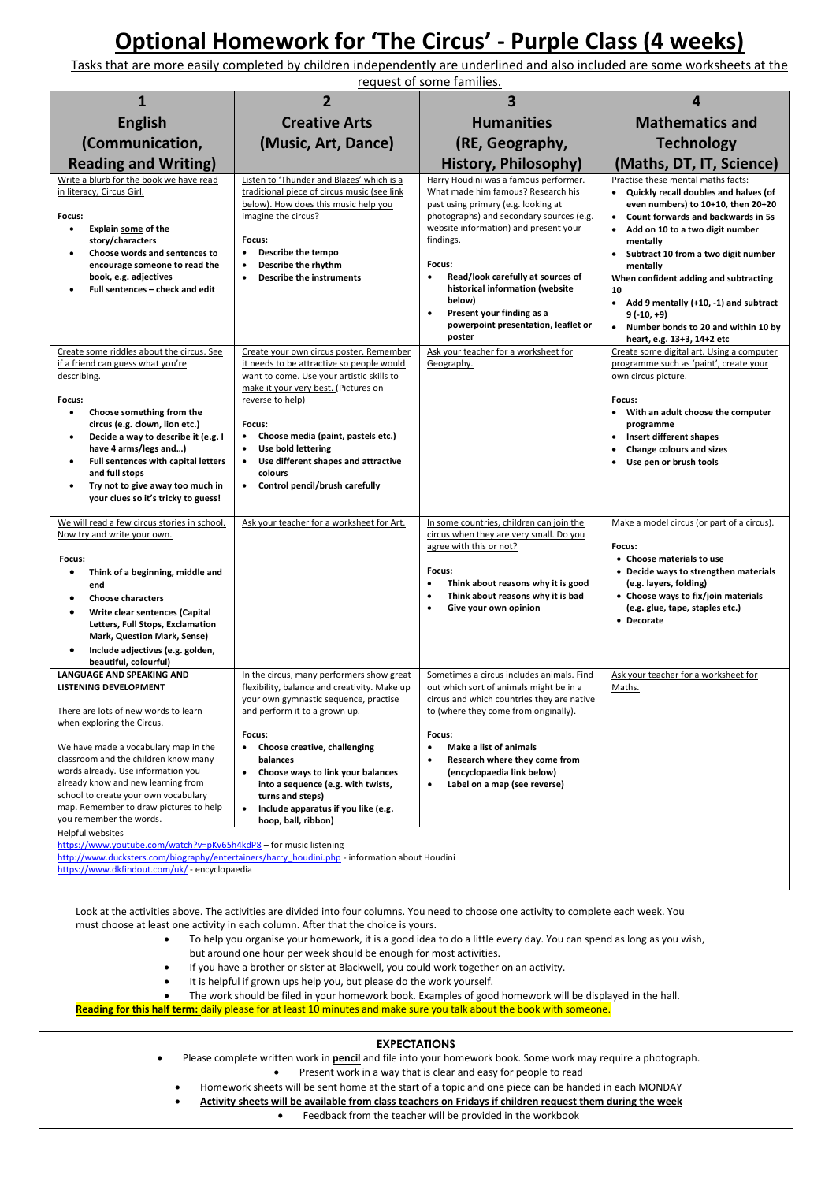# Optional Homework for 'The Circus' - Purple Class (4 weeks)

Tasks that are more easily completed by children independently are underlined and also included are some worksheets at the request of some families.

| 1<br>**English (Communication, Reading and Writing)** | 2<br>**Creative Arts (Music, Art, Dance)** | 3<br>**Humanities (RE, Geography, History, Philosophy)** | 4<br>**Mathematics and Technology (Maths, DT, IT, Science)** |
|---|---|---|---|
| Write a blurb for the book we have read in literacy, Circus Girl.<br><br>**Focus:**<br>• **Explain some of the story/characters**<br>• **Choose words and sentences to encourage someone to read the book, e.g. adjectives**<br>• **Full sentences – check and edit** | Listen to 'Thunder and Blazes' which is a traditional piece of circus music (see link below). How does this music help you imagine the circus?<br><br>**Focus:**<br>• **Describe the tempo**<br>• **Describe the rhythm**<br>• **Describe the instruments** | Harry Houdini was a famous performer. What made him famous? Research his past using primary (e.g. looking at photographs) and secondary sources (e.g. website information) and present your findings.<br><br>**Focus:**<br>• **Read/look carefully at sources of historical information (website below)**<br>• **Present your finding as a powerpoint presentation, leaflet or poster** | Practise these mental maths facts:<br>• **Quickly recall doubles and halves (of even numbers) to 10+10, then 20+20**<br>• **Count forwards and backwards in 5s**<br>• **Add on 10 to a two digit number mentally**<br>• **Subtract 10 from a two digit number mentally**<br>**When confident adding and subtracting 10**<br>• **Add 9 mentally (+10, -1) and subtract 9 (-10, +9)**<br>• **Number bonds to 20 and within 10 by heart, e.g. 13+3, 14+2 etc** |
| Create some riddles about the circus. See if a friend can guess what you're describing.<br><br>**Focus:**<br>• **Choose something from the circus (e.g. clown, lion etc.)**<br>• **Decide a way to describe it (e.g. I have 4 arms/legs and…)**<br>• **Full sentences with capital letters and full stops**<br>• **Try not to give away too much in your clues so it's tricky to guess!** | Create your own circus poster. Remember it needs to be attractive so people would want to come. Use your artistic skills to make it your very best. (Pictures on reverse to help)<br><br>**Focus:**<br>• **Choose media (paint, pastels etc.)**<br>• **Use bold lettering**<br>• **Use different shapes and attractive colours**<br>• **Control pencil/brush carefully** | Ask your teacher for a worksheet for Geography. | Create some digital art. Using a computer programme such as 'paint', create your own circus picture.<br><br>**Focus:**<br>• **With an adult choose the computer programme**<br>• **Insert different shapes**<br>• **Change colours and sizes**<br>• **Use pen or brush tools** |
| We will read a few circus stories in school. Now try and write your own.<br><br>**Focus:**<br>• **Think of a beginning, middle and end**<br>• **Choose characters**<br>• **Write clear sentences (Capital Letters, Full Stops, Exclamation Mark, Question Mark, Sense)**<br>• **Include adjectives (e.g. golden, beautiful, colourful)** | Ask your teacher for a worksheet for Art. | In some countries, children can join the circus when they are very small. Do you agree with this or not?<br><br>**Focus:**<br>• **Think about reasons why it is good**<br>• **Think about reasons why it is bad**<br>• **Give your own opinion** | Make a model circus (or part of a circus).<br><br>**Focus:**<br>• **Choose materials to use**<br>• **Decide ways to strengthen materials (e.g. layers, folding)**<br>• **Choose ways to fix/join materials (e.g. glue, tape, staples etc.)**<br>• **Decorate** |
| **LANGUAGE AND SPEAKING AND LISTENING DEVELOPMENT**<br><br>There are lots of new words to learn when exploring the Circus.<br><br>We have made a vocabulary map in the classroom and the children know many words already. Use information you already know and new learning from school to create your own vocabulary map. Remember to draw pictures to help you remember the words. | In the circus, many performers show great flexibility, balance and creativity. Make up your own gymnastic sequence, practise and perform it to a grown up.<br><br>**Focus:**<br>• **Choose creative, challenging balances**<br>• **Choose ways to link your balances into a sequence (e.g. with twists, turns and steps)**<br>• **Include apparatus if you like (e.g. hoop, ball, ribbon)** | Sometimes a circus includes animals. Find out which sort of animals might be in a circus and which countries they are native to (where they come from originally).<br><br>**Focus:**<br>• **Make a list of animals**<br>• **Research where they come from (encyclopaedia link below)**<br>• **Label on a map (see reverse)** | Ask your teacher for a worksheet for Maths. |

Helpful websites

https://www.youtube.com/watch?v=pKv65h4kdP8 – for music listening

http://www.ducksters.com/biography/entertainers/harry_houdini.php - information about Houdini

https://www.dkfindout.com/uk/ - encyclopaedia

Look at the activities above. The activities are divided into four columns. You need to choose one activity to complete each week. You must choose at least one activity in each column. After that the choice is yours.

- To help you organise your homework, it is a good idea to do a little every day. You can spend as long as you wish, but around one hour per week should be enough for most activities.
- If you have a brother or sister at Blackwell, you could work together on an activity.
- It is helpful if grown ups help you, but please do the work yourself.
- The work should be filed in your homework book. Examples of good homework will be displayed in the hall.

**Reading for this half term:** daily please for at least 10 minutes and make sure you talk about the book with someone.

## EXPECTATIONS

- Please complete written work in **pencil** and file into your homework book. Some work may require a photograph.
- Present work in a way that is clear and easy for people to read
- Homework sheets will be sent home at the start of a topic and one piece can be handed in each MONDAY
- **Activity sheets will be available from class teachers on Fridays if children request them during the week**
- Feedback from the teacher will be provided in the workbook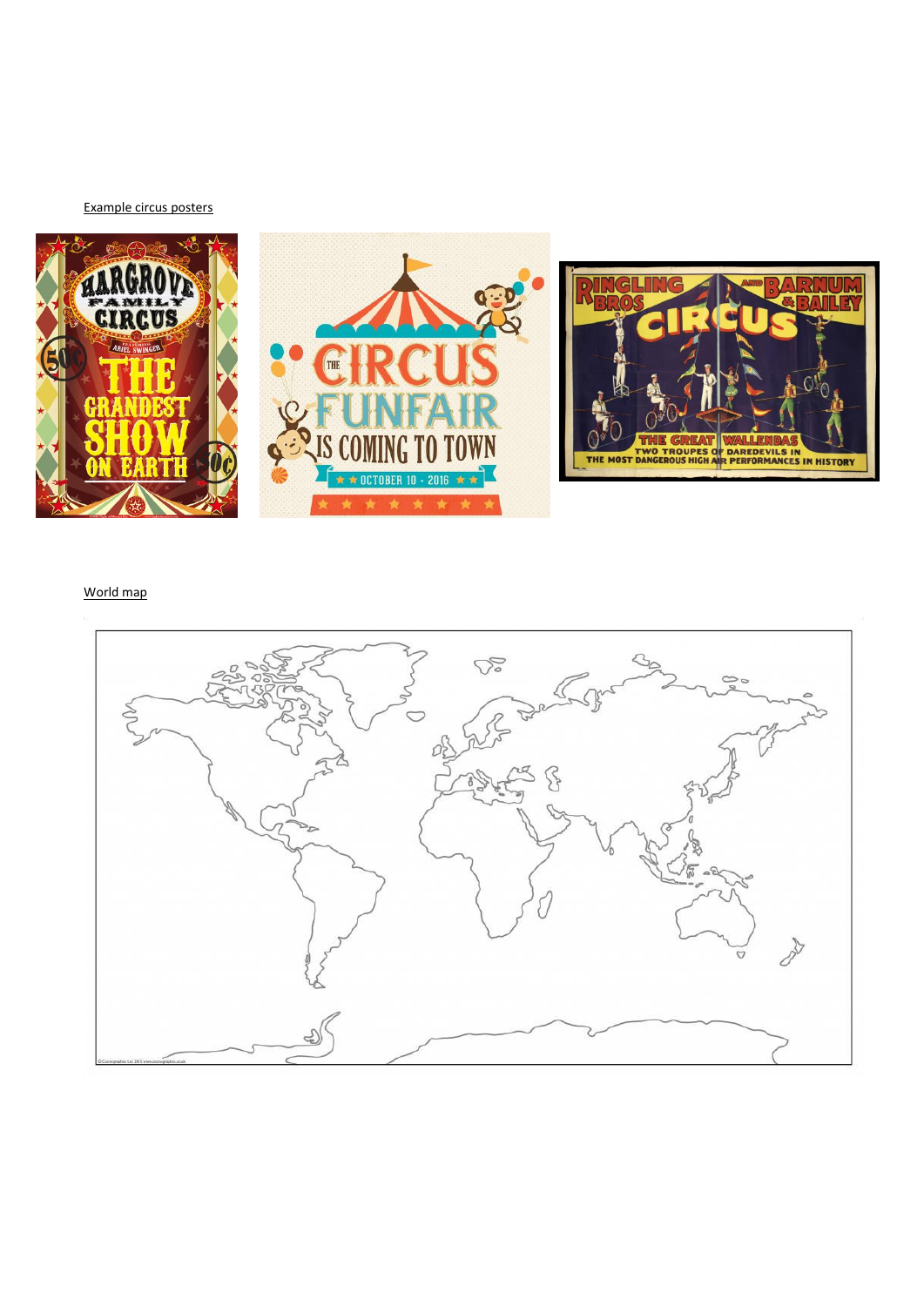Example circus posters

World map